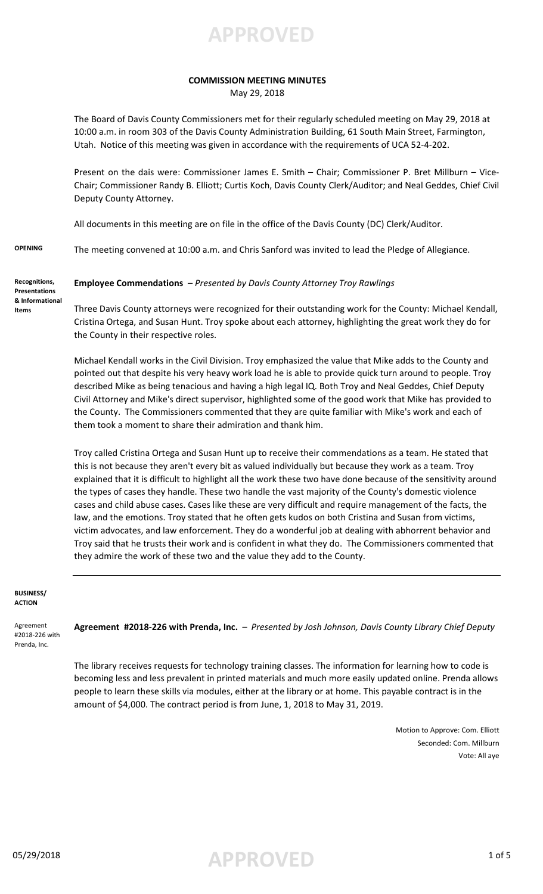APPROVED

# COMMISSION MEETING MINUTES

May 29, 2018

The Board of Davis County Commissioners met for their regularly scheduled meeting on May 29, 2018 at 10:00 a.m. in room 303 of the Davis County Administration Building, 61 South Main Street, Farmington, Utah. Notice of this meeting was given in accordance with the requirements of UCA 52-4-202.

Present on the dais were: Commissioner James E. Smith – Chair; Commissioner P. Bret Millburn – Vice-Chair; Commissioner Randy B. Elliott; Curtis Koch, Davis County Clerk/Auditor; and Neal Geddes, Chief Civil Deputy County Attorney.

All documents in this meeting are on file in the office of the Davis County (DC) Clerk/Auditor.

**OPENING**

The meeting convened at 10:00 a.m. and Chris Sanford was invited to lead the Pledge of Allegiance.

**Recognitions, Presentations & Informational Items**

**Employee Commendations** – *Presented by Davis County Attorney Troy Rawlings*

Three Davis County attorneys were recognized for their outstanding work for the County: Michael Kendall, Cristina Ortega, and Susan Hunt. Troy spoke about each attorney, highlighting the great work they do for the County in their respective roles.

Michael Kendall works in the Civil Division. Troy emphasized the value that Mike adds to the County and pointed out that despite his very heavy work load he is able to provide quick turn around to people. Troy described Mike as being tenacious and having a high legal IQ. Both Troy and Neal Geddes, Chief Deputy Civil Attorney and Mike's direct supervisor, highlighted some of the good work that Mike has provided to the County. The Commissioners commented that they are quite familiar with Mike's work and each of them took a moment to share their admiration and thank him.

Troy called Cristina Ortega and Susan Hunt up to receive their commendations as a team. He stated that this is not because they aren't every bit as valued individually but because they work as a team. Troy explained that it is difficult to highlight all the work these two have done because of the sensitivity around the types of cases they handle. These two handle the vast majority of the County's domestic violence cases and child abuse cases. Cases like these are very difficult and require management of the facts, the law, and the emotions. Troy stated that he often gets kudos on both Cristina and Susan from victims, victim advocates, and law enforcement. They do a wonderful job at dealing with abhorrent behavior and Troy said that he trusts their work and is confident in what they do. The Commissioners commented that they admire the work of these two and the value they add to the County.

---

**BUSINESS/ ACTION**

Agreement #2018-226 with Prenda, Inc.

**Agreement #2018-226 with Prenda, Inc.** – *Presented by Josh Johnson, Davis County Library Chief Deputy*

The library receives requests for technology training classes. The information for learning how to code is becoming less and less prevalent in printed materials and much more easily updated online. Prenda allows people to learn these skills via modules, either at the library or at home. This payable contract is in the amount of $4,000. The contract period is from June, 1, 2018 to May 31, 2019.

Motion to Approve: Com. Elliott
Seconded: Com. Millburn
Vote: All aye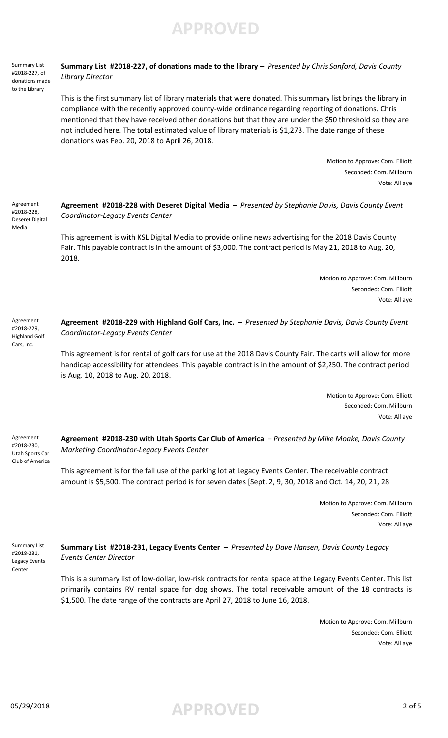Summary List #2018-227, of donations made to the Library

**Summary List #2018-227, of donations made to the library** – *Presented by Chris Sanford, Davis County Library Director*

This is the first summary list of library materials that were donated. This summary list brings the library in compliance with the recently approved county-wide ordinance regarding reporting of donations. Chris mentioned that they have received other donations but that they are under the $50 threshold so they are not included here. The total estimated value of library materials is $1,273. The date range of these donations was Feb. 20, 2018 to April 26, 2018.

Motion to Approve: Com. Elliott
Seconded: Com. Millburn
Vote: All aye

Agreement #2018-228, Deseret Digital Media

**Agreement #2018-228 with Deseret Digital Media** – *Presented by Stephanie Davis, Davis County Event Coordinator-Legacy Events Center*

This agreement is with KSL Digital Media to provide online news advertising for the 2018 Davis County Fair. This payable contract is in the amount of $3,000. The contract period is May 21, 2018 to Aug. 20, 2018.

Motion to Approve: Com. Millburn
Seconded: Com. Elliott
Vote: All aye

Agreement #2018-229, Highland Golf Cars, Inc.

**Agreement #2018-229 with Highland Golf Cars, Inc.** – *Presented by Stephanie Davis, Davis County Event Coordinator-Legacy Events Center*

This agreement is for rental of golf cars for use at the 2018 Davis County Fair. The carts will allow for more handicap accessibility for attendees. This payable contract is in the amount of $2,250. The contract period is Aug. 10, 2018 to Aug. 20, 2018.

Motion to Approve: Com. Elliott
Seconded: Com. Millburn
Vote: All aye

Agreement #2018-230, Utah Sports Car Club of America

**Agreement #2018-230 with Utah Sports Car Club of America** – *Presented by Mike Moake, Davis County Marketing Coordinator-Legacy Events Center*

This agreement is for the fall use of the parking lot at Legacy Events Center. The receivable contract amount is $5,500. The contract period is for seven dates [Sept. 2, 9, 30, 2018 and Oct. 14, 20, 21, 28

Motion to Approve: Com. Millburn
Seconded: Com. Elliott
Vote: All aye

Summary List #2018-231, Legacy Events Center

**Summary List #2018-231, Legacy Events Center** – *Presented by Dave Hansen, Davis County Legacy Events Center Director*

This is a summary list of low-dollar, low-risk contracts for rental space at the Legacy Events Center. This list primarily contains RV rental space for dog shows. The total receivable amount of the 18 contracts is $1,500. The date range of the contracts are April 27, 2018 to June 16, 2018.

Motion to Approve: Com. Millburn
Seconded: Com. Elliott
Vote: All aye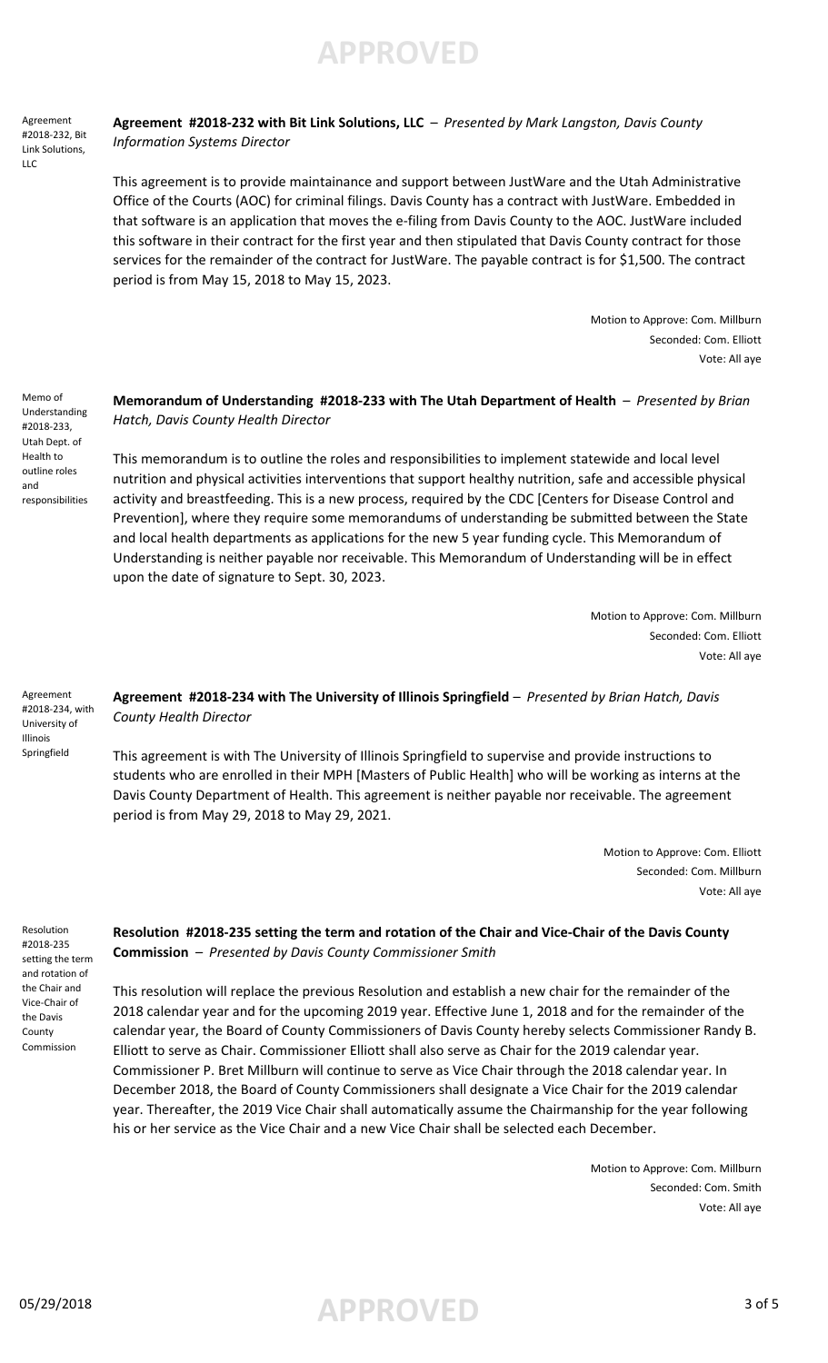Agreement #2018-232, Bit Link Solutions, LLC

**Agreement #2018-232 with Bit Link Solutions, LLC** – *Presented by Mark Langston, Davis County Information Systems Director*

This agreement is to provide maintainance and support between JustWare and the Utah Administrative Office of the Courts (AOC) for criminal filings. Davis County has a contract with JustWare. Embedded in that software is an application that moves the e-filing from Davis County to the AOC. JustWare included this software in their contract for the first year and then stipulated that Davis County contract for those services for the remainder of the contract for JustWare. The payable contract is for $1,500. The contract period is from May 15, 2018 to May 15, 2023.

Motion to Approve: Com. Millburn
Seconded: Com. Elliott
Vote: All aye

Memo of Understanding #2018-233, Utah Dept. of Health to outline roles and responsibilities

**Memorandum of Understanding #2018-233 with The Utah Department of Health** – *Presented by Brian Hatch, Davis County Health Director*

This memorandum is to outline the roles and responsibilities to implement statewide and local level nutrition and physical activities interventions that support healthy nutrition, safe and accessible physical activity and breastfeeding. This is a new process, required by the CDC [Centers for Disease Control and Prevention], where they require some memorandums of understanding be submitted between the State and local health departments as applications for the new 5 year funding cycle. This Memorandum of Understanding is neither payable nor receivable. This Memorandum of Understanding will be in effect upon the date of signature to Sept. 30, 2023.

Motion to Approve: Com. Millburn
Seconded: Com. Elliott
Vote: All aye

Agreement #2018-234, with University of Illinois Springfield

**Agreement #2018-234 with The University of Illinois Springfield** – *Presented by Brian Hatch, Davis County Health Director*

This agreement is with The University of Illinois Springfield to supervise and provide instructions to students who are enrolled in their MPH [Masters of Public Health] who will be working as interns at the Davis County Department of Health. This agreement is neither payable nor receivable. The agreement period is from May 29, 2018 to May 29, 2021.

Motion to Approve: Com. Elliott
Seconded: Com. Millburn
Vote: All aye

Resolution #2018-235 setting the term and rotation of the Chair and Vice-Chair of the Davis County Commission

**Resolution #2018-235 setting the term and rotation of the Chair and Vice-Chair of the Davis County Commission** – *Presented by Davis County Commissioner Smith*

This resolution will replace the previous Resolution and establish a new chair for the remainder of the 2018 calendar year and for the upcoming 2019 year. Effective June 1, 2018 and for the remainder of the calendar year, the Board of County Commissioners of Davis County hereby selects Commissioner Randy B. Elliott to serve as Chair. Commissioner Elliott shall also serve as Chair for the 2019 calendar year. Commissioner P. Bret Millburn will continue to serve as Vice Chair through the 2018 calendar year. In December 2018, the Board of County Commissioners shall designate a Vice Chair for the 2019 calendar year. Thereafter, the 2019 Vice Chair shall automatically assume the Chairmanship for the year following his or her service as the Vice Chair and a new Vice Chair shall be selected each December.

Motion to Approve: Com. Millburn
Seconded: Com. Smith
Vote: All aye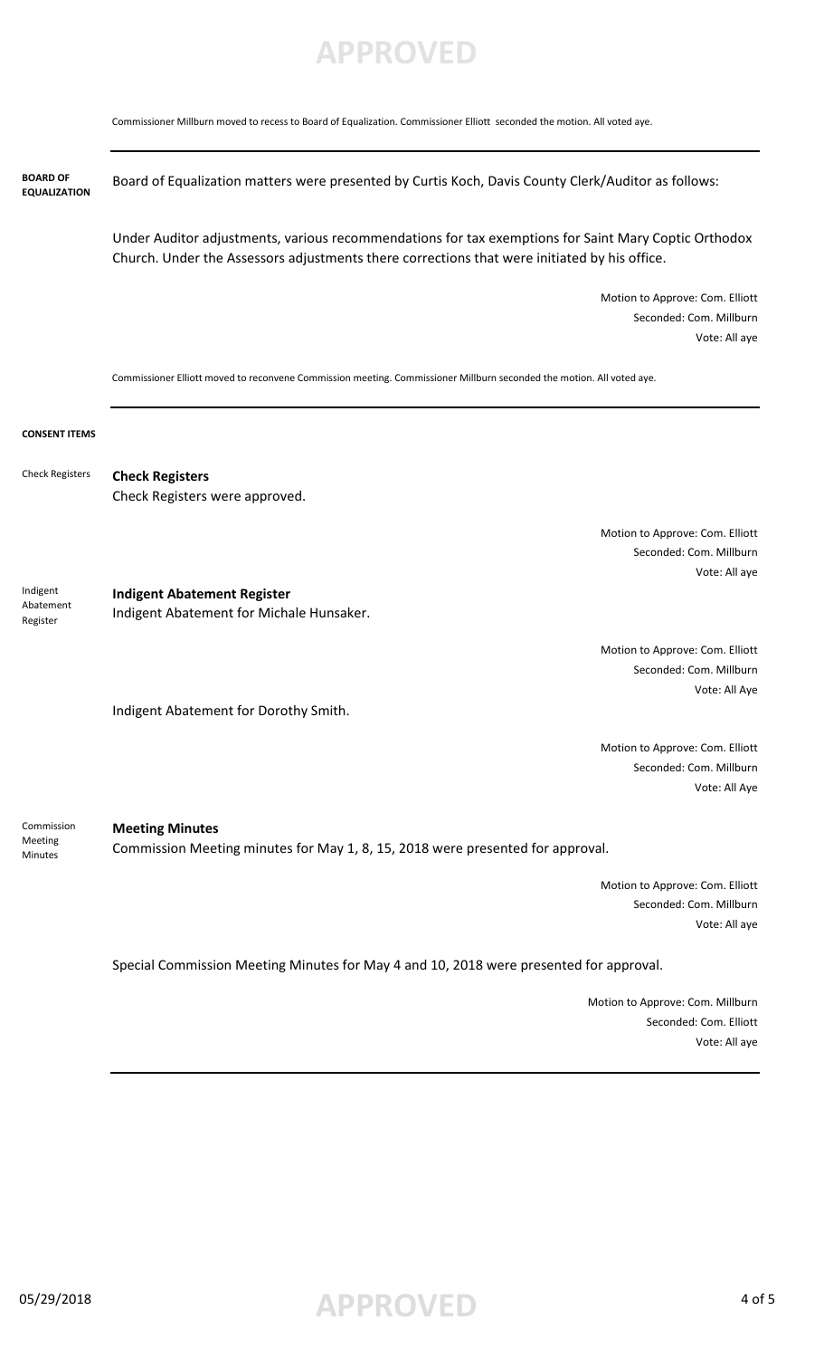Commissioner Millburn moved to recess to Board of Equalization. Commissioner Elliott seconded the motion. All voted aye.

**BOARD OF EQUALIZATION**

Board of Equalization matters were presented by Curtis Koch, Davis County Clerk/Auditor as follows:

Under Auditor adjustments, various recommendations for tax exemptions for Saint Mary Coptic Orthodox Church. Under the Assessors adjustments there corrections that were initiated by his office.

Motion to Approve: Com. Elliott
Seconded: Com. Millburn
Vote: All aye

Commissioner Elliott moved to reconvene Commission meeting. Commissioner Millburn seconded the motion. All voted aye.

**CONSENT ITEMS**

Check Registers

**Check Registers**

Check Registers were approved.

Motion to Approve: Com. Elliott
Seconded: Com. Millburn
Vote: All aye

Indigent Abatement Register

**Indigent Abatement Register**

Indigent Abatement for Michale Hunsaker.

Motion to Approve: Com. Elliott
Seconded: Com. Millburn
Vote: All Aye

Indigent Abatement for Dorothy Smith.

Motion to Approve: Com. Elliott
Seconded: Com. Millburn
Vote: All Aye

Commission Meeting Minutes

**Meeting Minutes**

Commission Meeting minutes for May 1, 8, 15, 2018 were presented for approval.

Motion to Approve: Com. Elliott
Seconded: Com. Millburn
Vote: All aye

Special Commission Meeting Minutes for May 4 and 10, 2018 were presented for approval.

Motion to Approve: Com. Millburn
Seconded: Com. Elliott
Vote: All aye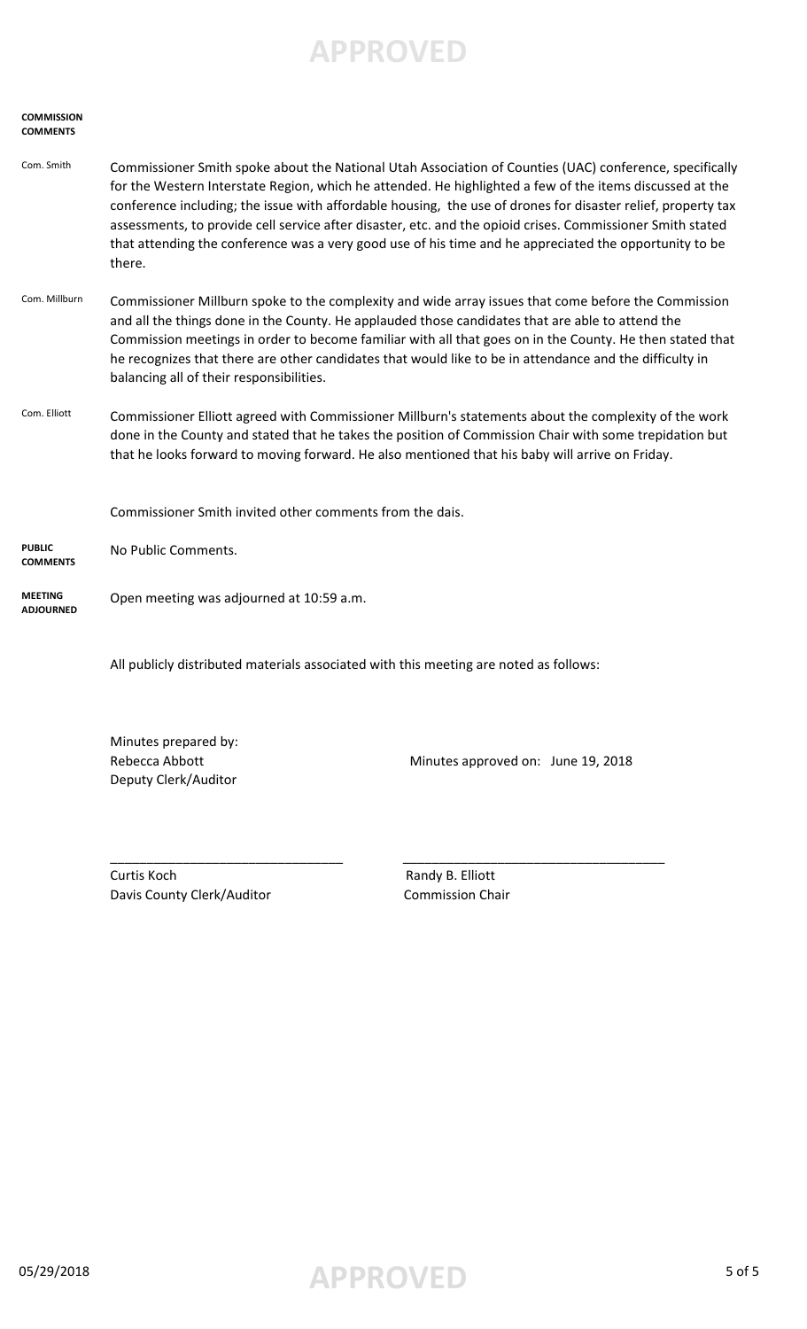**APPROVED**

**COMMISSION COMMENTS**

Com. Smith

Commissioner Smith spoke about the National Utah Association of Counties (UAC) conference, specifically for the Western Interstate Region, which he attended. He highlighted a few of the items discussed at the conference including; the issue with affordable housing, the use of drones for disaster relief, property tax assessments, to provide cell service after disaster, etc. and the opioid crises. Commissioner Smith stated that attending the conference was a very good use of his time and he appreciated the opportunity to be there.

Com. Millburn

Commissioner Millburn spoke to the complexity and wide array issues that come before the Commission and all the things done in the County. He applauded those candidates that are able to attend the Commission meetings in order to become familiar with all that goes on in the County. He then stated that he recognizes that there are other candidates that would like to be in attendance and the difficulty in balancing all of their responsibilities.

Com. Elliott

Commissioner Elliott agreed with Commissioner Millburn's statements about the complexity of the work done in the County and stated that he takes the position of Commission Chair with some trepidation but that he looks forward to moving forward. He also mentioned that his baby will arrive on Friday.

Commissioner Smith invited other comments from the dais.

**PUBLIC COMMENTS**

No Public Comments.

**MEETING ADJOURNED**

Open meeting was adjourned at 10:59 a.m.

All publicly distributed materials associated with this meeting are noted as follows:

Minutes prepared by:
Rebecca Abbott
Deputy Clerk/Auditor

Minutes approved on: June 19, 2018

\_\_\_\_\_\_\_\_\_\_\_\_\_\_\_\_\_\_\_\_\_\_\_\_\_\_\_\_\_\_\_\_
Curtis Koch
Davis County Clerk/Auditor

\_\_\_\_\_\_\_\_\_\_\_\_\_\_\_\_\_\_\_\_\_\_\_\_\_\_\_\_\_\_\_\_
Randy B. Elliott
Commission Chair

05/29/2018 **APPROVED**